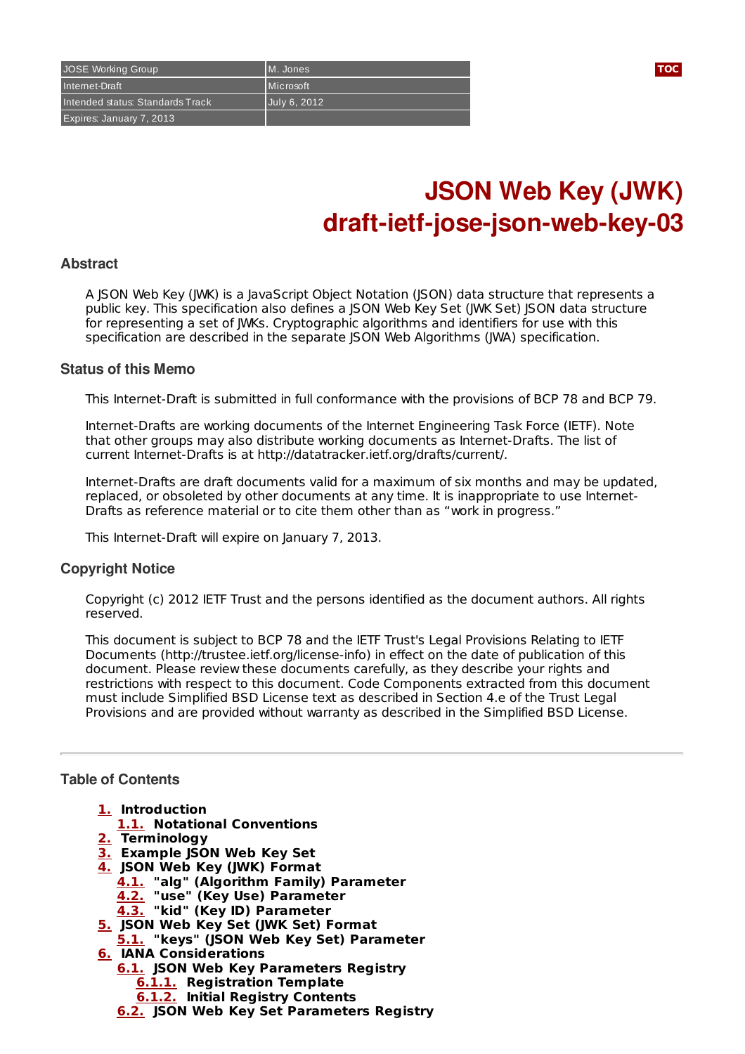| JOSE Working Group | M. Jones |
| --- | --- |
| Internet-Draft | Microsoft |
| Intended status: Standards Track | July 6, 2012 |
| Expires: January 7, 2013 | |

# JSON Web Key (JWK) draft-ietf-jose-json-web-key-03

## Abstract

A JSON Web Key (JWK) is a JavaScript Object Notation (JSON) data structure that represents a public key. This specification also defines a JSON Web Key Set (JWK Set) JSON data structure for representing a set of JWKs. Cryptographic algorithms and identifiers for use with this specification are described in the separate JSON Web Algorithms (JWA) specification.

## Status of this Memo

This Internet-Draft is submitted in full conformance with the provisions of BCP 78 and BCP 79.

Internet-Drafts are working documents of the Internet Engineering Task Force (IETF). Note that other groups may also distribute working documents as Internet-Drafts. The list of current Internet-Drafts is at http://datatracker.ietf.org/drafts/current/.

Internet-Drafts are draft documents valid for a maximum of six months and may be updated, replaced, or obsoleted by other documents at any time. It is inappropriate to use Internet-Drafts as reference material or to cite them other than as "work in progress."

This Internet-Draft will expire on January 7, 2013.

## Copyright Notice

Copyright (c) 2012 IETF Trust and the persons identified as the document authors. All rights reserved.

This document is subject to BCP 78 and the IETF Trust's Legal Provisions Relating to IETF Documents (http://trustee.ietf.org/license-info) in effect on the date of publication of this document. Please review these documents carefully, as they describe your rights and restrictions with respect to this document. Code Components extracted from this document must include Simplified BSD License text as described in Section 4.e of the Trust Legal Provisions and are provided without warranty as described in the Simplified BSD License.

---

## Table of Contents

- **1.** Introduction
  - **1.1.** Notational Conventions
- **2.** Terminology
- **3.** Example JSON Web Key Set
- **4.** JSON Web Key (JWK) Format
  - **4.1.** "alg" (Algorithm Family) Parameter
  - **4.2.** "use" (Key Use) Parameter
  - **4.3.** "kid" (Key ID) Parameter
- **5.** JSON Web Key Set (JWK Set) Format
  - **5.1.** "keys" (JSON Web Key Set) Parameter
- **6.** IANA Considerations
  - **6.1.** JSON Web Key Parameters Registry
    - **6.1.1.** Registration Template
    - **6.1.2.** Initial Registry Contents
  - **6.2.** JSON Web Key Set Parameters Registry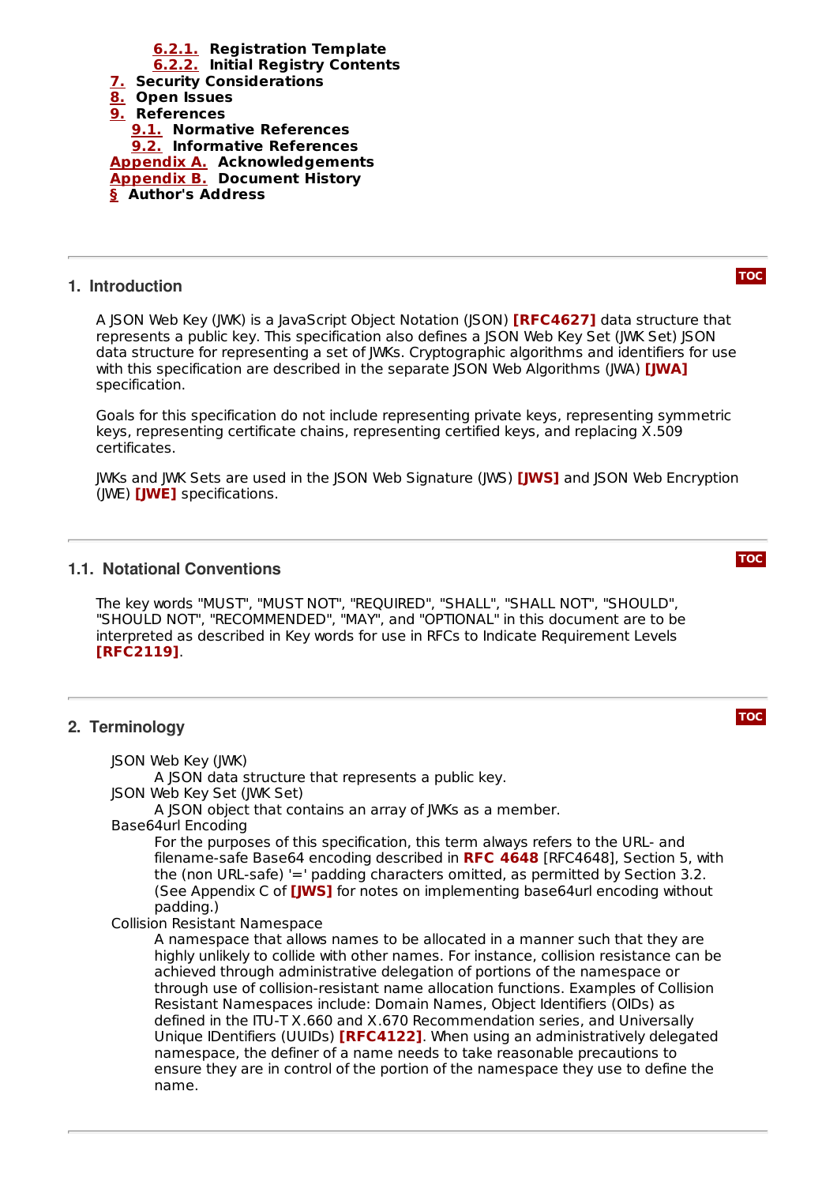- 6.2.1. Registration Template
- 6.2.2. Initial Registry Contents
- 7. Security Considerations
- 8. Open Issues
- 9. References
  - 9.1. Normative References
  - 9.2. Informative References
- Appendix A. Acknowledgements
- Appendix B. Document History
- § Author's Address

## 1. Introduction

A JSON Web Key (JWK) is a JavaScript Object Notation (JSON) **[RFC4627]** data structure that represents a public key. This specification also defines a JSON Web Key Set (JWK Set) JSON data structure for representing a set of JWKs. Cryptographic algorithms and identifiers for use with this specification are described in the separate JSON Web Algorithms (JWA) **[JWA]** specification.

Goals for this specification do not include representing private keys, representing symmetric keys, representing certificate chains, representing certified keys, and replacing X.509 certificates.

JWKs and JWK Sets are used in the JSON Web Signature (JWS) **[JWS]** and JSON Web Encryption (JWE) **[JWE]** specifications.

### 1.1. Notational Conventions

The key words "MUST", "MUST NOT", "REQUIRED", "SHALL", "SHALL NOT", "SHOULD", "SHOULD NOT", "RECOMMENDED", "MAY", and "OPTIONAL" in this document are to be interpreted as described in Key words for use in RFCs to Indicate Requirement Levels **[RFC2119]**.

## 2. Terminology

JSON Web Key (JWK)
: A JSON data structure that represents a public key.

JSON Web Key Set (JWK Set)
: A JSON object that contains an array of JWKs as a member.

Base64url Encoding
: For the purposes of this specification, this term always refers to the URL- and filename-safe Base64 encoding described in **RFC 4648** [RFC4648], Section 5, with the (non URL-safe) '=' padding characters omitted, as permitted by Section 3.2. (See Appendix C of **[JWS]** for notes on implementing base64url encoding without padding.)

Collision Resistant Namespace
: A namespace that allows names to be allocated in a manner such that they are highly unlikely to collide with other names. For instance, collision resistance can be achieved through administrative delegation of portions of the namespace or through use of collision-resistant name allocation functions. Examples of Collision Resistant Namespaces include: Domain Names, Object Identifiers (OIDs) as defined in the ITU-T X.660 and X.670 Recommendation series, and Universally Unique IDentifiers (UUIDs) **[RFC4122]**. When using an administratively delegated namespace, the definer of a name needs to take reasonable precautions to ensure they are in control of the portion of the namespace they use to define the name.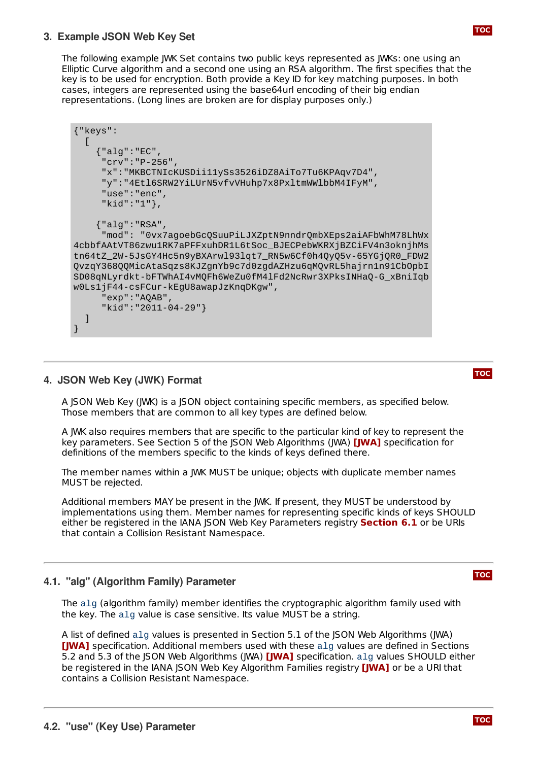## 3. Example JSON Web Key Set

The following example JWK Set contains two public keys represented as JWKs: one using an Elliptic Curve algorithm and a second one using an RSA algorithm. The first specifies that the key is to be used for encryption. Both provide a Key ID for key matching purposes. In both cases, integers are represented using the base64url encoding of their big endian representations. (Long lines are broken are for display purposes only.)

```
{"keys":
  [
    {"alg":"EC",
     "crv":"P-256",
     "x":"MKBCTNIcKUSDii11ySs3526iDZ8AiTo7Tu6KPAqv7D4",
     "y":"4Etl6SRW2YiLUrN5vfvVHuhp7x8PxltmWWlbbM4IFyM",
     "use":"enc",
     "kid":"1"},

    {"alg":"RSA",
     "mod": "0vx7agoebGcQSuuPiLJXZptN9nndrQmbXEps2aiAFbWhM78LhWx
4cbbfAAtVT86zwu1RK7aPFFxuhDR1L6tSoc_BJECPebWKRXjBZCiFV4n3oknjhMs
tn64tZ_2W-5JsGY4Hc5n9yBXArwl93lqt7_RN5w6Cf0h4QyQ5v-65YGjQR0_FDW2
QvzqY368QQMicAtaSqzs8KJZgnYb9c7d0zgdAZHzu6qMQvRL5hajrn1n91CbOpbI
SD08qNLyrdkt-bFTWhAI4vMQFh6WeZu0fM4lFd2NcRwr3XPksINHaQ-G_xBniIqb
w0Ls1jF44-csFCur-kEgU8awapJzKnqDKgw",
     "exp":"AQAB",
     "kid":"2011-04-29"}
  ]
}
```

## 4. JSON Web Key (JWK) Format

A JSON Web Key (JWK) is a JSON object containing specific members, as specified below. Those members that are common to all key types are defined below.

A JWK also requires members that are specific to the particular kind of key to represent the key parameters. See Section 5 of the JSON Web Algorithms (JWA) **[JWA]** specification for definitions of the members specific to the kinds of keys defined there.

The member names within a JWK MUST be unique; objects with duplicate member names MUST be rejected.

Additional members MAY be present in the JWK. If present, they MUST be understood by implementations using them. Member names for representing specific kinds of keys SHOULD either be registered in the IANA JSON Web Key Parameters registry **Section 6.1** or be URIs that contain a Collision Resistant Namespace.

### 4.1. "alg" (Algorithm Family) Parameter

The `alg` (algorithm family) member identifies the cryptographic algorithm family used with the key. The `alg` value is case sensitive. Its value MUST be a string.

A list of defined `alg` values is presented in Section 5.1 of the JSON Web Algorithms (JWA) **[JWA]** specification. Additional members used with these `alg` values are defined in Sections 5.2 and 5.3 of the JSON Web Algorithms (JWA) **[JWA]** specification. `alg` values SHOULD either be registered in the IANA JSON Web Key Algorithm Families registry **[JWA]** or be a URI that contains a Collision Resistant Namespace.

### 4.2. "use" (Key Use) Parameter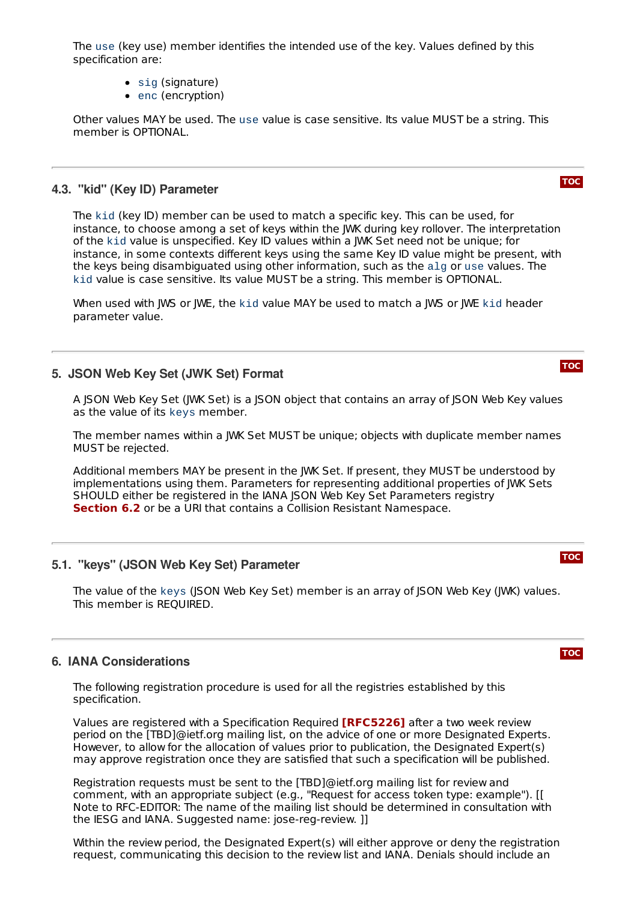The `use` (key use) member identifies the intended use of the key. Values defined by this specification are:

- `sig` (signature)
- `enc` (encryption)

Other values MAY be used. The `use` value is case sensitive. Its value MUST be a string. This member is OPTIONAL.

### 4.3. "kid" (Key ID) Parameter

The `kid` (key ID) member can be used to match a specific key. This can be used, for instance, to choose among a set of keys within the JWK during key rollover. The interpretation of the `kid` value is unspecified. Key ID values within a JWK Set need not be unique; for instance, in some contexts different keys using the same Key ID value might be present, with the keys being disambiguated using other information, such as the `alg` or `use` values. The `kid` value is case sensitive. Its value MUST be a string. This member is OPTIONAL.

When used with JWS or JWE, the `kid` value MAY be used to match a JWS or JWE `kid` header parameter value.

## 5. JSON Web Key Set (JWK Set) Format

A JSON Web Key Set (JWK Set) is a JSON object that contains an array of JSON Web Key values as the value of its `keys` member.

The member names within a JWK Set MUST be unique; objects with duplicate member names MUST be rejected.

Additional members MAY be present in the JWK Set. If present, they MUST be understood by implementations using them. Parameters for representing additional properties of JWK Sets SHOULD either be registered in the IANA JSON Web Key Set Parameters registry **Section 6.2** or be a URI that contains a Collision Resistant Namespace.

### 5.1. "keys" (JSON Web Key Set) Parameter

The value of the `keys` (JSON Web Key Set) member is an array of JSON Web Key (JWK) values. This member is REQUIRED.

## 6. IANA Considerations

The following registration procedure is used for all the registries established by this specification.

Values are registered with a Specification Required **[RFC5226]** after a two week review period on the [TBD]@ietf.org mailing list, on the advice of one or more Designated Experts. However, to allow for the allocation of values prior to publication, the Designated Expert(s) may approve registration once they are satisfied that such a specification will be published.

Registration requests must be sent to the [TBD]@ietf.org mailing list for review and comment, with an appropriate subject (e.g., "Request for access token type: example"). [[ Note to RFC-EDITOR: The name of the mailing list should be determined in consultation with the IESG and IANA. Suggested name: jose-reg-review. ]]

Within the review period, the Designated Expert(s) will either approve or deny the registration request, communicating this decision to the review list and IANA. Denials should include an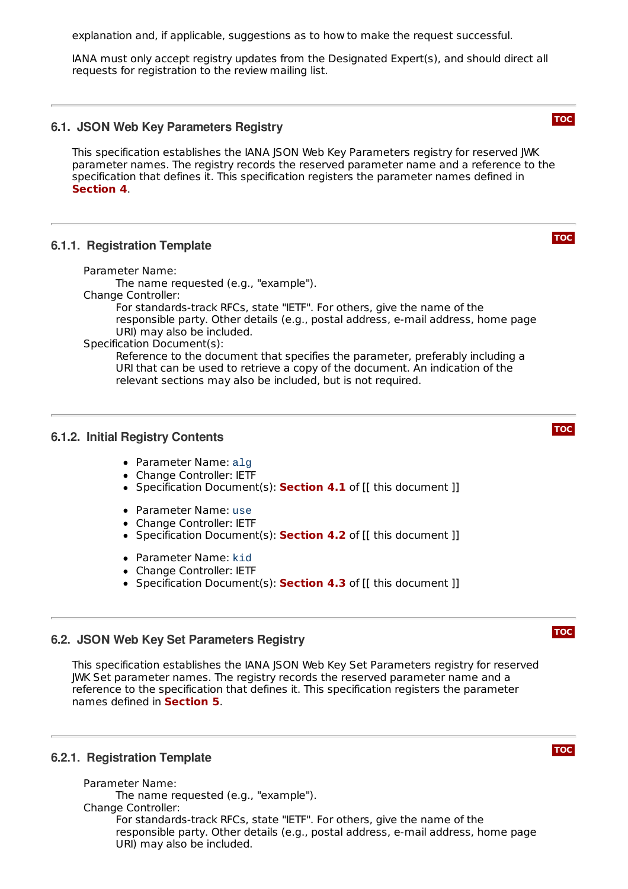explanation and, if applicable, suggestions as to how to make the request successful.

IANA must only accept registry updates from the Designated Expert(s), and should direct all requests for registration to the review mailing list.

### 6.1. JSON Web Key Parameters Registry

This specification establishes the IANA JSON Web Key Parameters registry for reserved JWK parameter names. The registry records the reserved parameter name and a reference to the specification that defines it. This specification registers the parameter names defined in **Section 4**.

#### 6.1.1. Registration Template

Parameter Name:
: The name requested (e.g., "example").

Change Controller:
: For standards-track RFCs, state "IETF". For others, give the name of the responsible party. Other details (e.g., postal address, e-mail address, home page URI) may also be included.

Specification Document(s):
: Reference to the document that specifies the parameter, preferably including a URI that can be used to retrieve a copy of the document. An indication of the relevant sections may also be included, but is not required.

#### 6.1.2. Initial Registry Contents

- Parameter Name: `alg`
- Change Controller: IETF
- Specification Document(s): **Section 4.1** of [[ this document ]]

- Parameter Name: `use`
- Change Controller: IETF
- Specification Document(s): **Section 4.2** of [[ this document ]]

- Parameter Name: `kid`
- Change Controller: IETF
- Specification Document(s): **Section 4.3** of [[ this document ]]

### 6.2. JSON Web Key Set Parameters Registry

This specification establishes the IANA JSON Web Key Set Parameters registry for reserved JWK Set parameter names. The registry records the reserved parameter name and a reference to the specification that defines it. This specification registers the parameter names defined in **Section 5**.

#### 6.2.1. Registration Template

Parameter Name:
: The name requested (e.g., "example").

Change Controller:
: For standards-track RFCs, state "IETF". For others, give the name of the responsible party. Other details (e.g., postal address, e-mail address, home page URI) may also be included.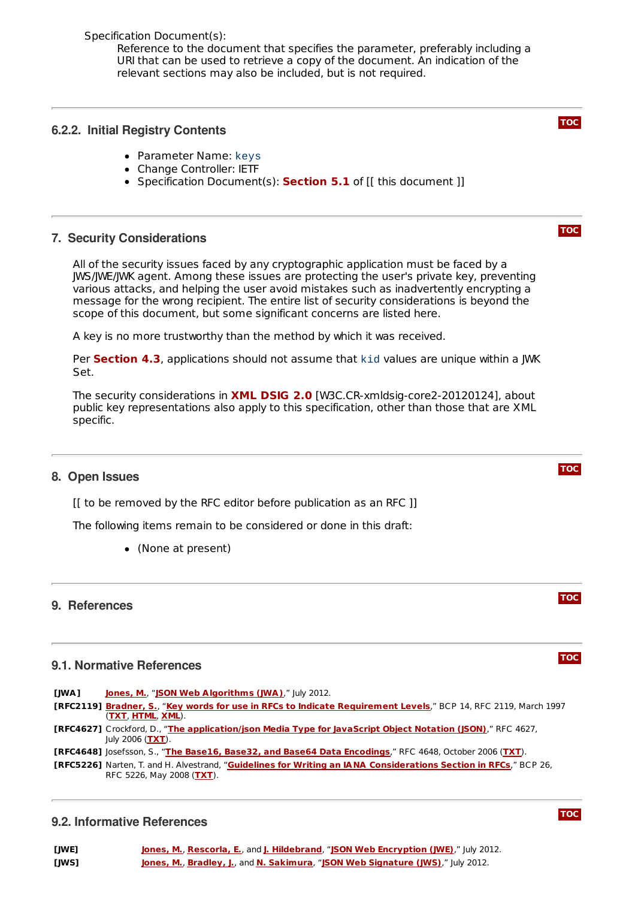Specification Document(s):
: Reference to the document that specifies the parameter, preferably including a URI that can be used to retrieve a copy of the document. An indication of the relevant sections may also be included, but is not required.

### 6.2.2. Initial Registry Contents

- Parameter Name: `keys`
- Change Controller: IETF
- Specification Document(s): **Section 5.1** of [[ this document ]]

## 7. Security Considerations

All of the security issues faced by any cryptographic application must be faced by a JWS/JWE/JWK agent. Among these issues are protecting the user's private key, preventing various attacks, and helping the user avoid mistakes such as inadvertently encrypting a message for the wrong recipient. The entire list of security considerations is beyond the scope of this document, but some significant concerns are listed here.

A key is no more trustworthy than the method by which it was received.

Per **Section 4.3**, applications should not assume that `kid` values are unique within a JWK Set.

The security considerations in **XML DSIG 2.0** [W3C.CR-xmldsig-core2-20120124], about public key representations also apply to this specification, other than those that are XML specific.

## 8. Open Issues

[[ to be removed by the RFC editor before publication as an RFC ]]

The following items remain to be considered or done in this draft:

- (None at present)

## 9. References

### 9.1. Normative References

**[JWA]** Jones, M., “JSON Web Algorithms (JWA),” July 2012.

**[RFC2119]** Bradner, S., “Key words for use in RFCs to Indicate Requirement Levels,” BCP 14, RFC 2119, March 1997 (TXT, HTML, XML).

**[RFC4627]** Crockford, D., “The application/json Media Type for JavaScript Object Notation (JSON),” RFC 4627, July 2006 (TXT).

**[RFC4648]** Josefsson, S., “The Base16, Base32, and Base64 Data Encodings,” RFC 4648, October 2006 (TXT).

**[RFC5226]** Narten, T. and H. Alvestrand, “Guidelines for Writing an IANA Considerations Section in RFCs,” BCP 26, RFC 5226, May 2008 (TXT).

### 9.2. Informative References

**[JWE]** Jones, M., Rescorla, E., and J. Hildebrand, “JSON Web Encryption (JWE),” July 2012.

**[JWS]** Jones, M., Bradley, J., and N. Sakimura, “JSON Web Signature (JWS),” July 2012.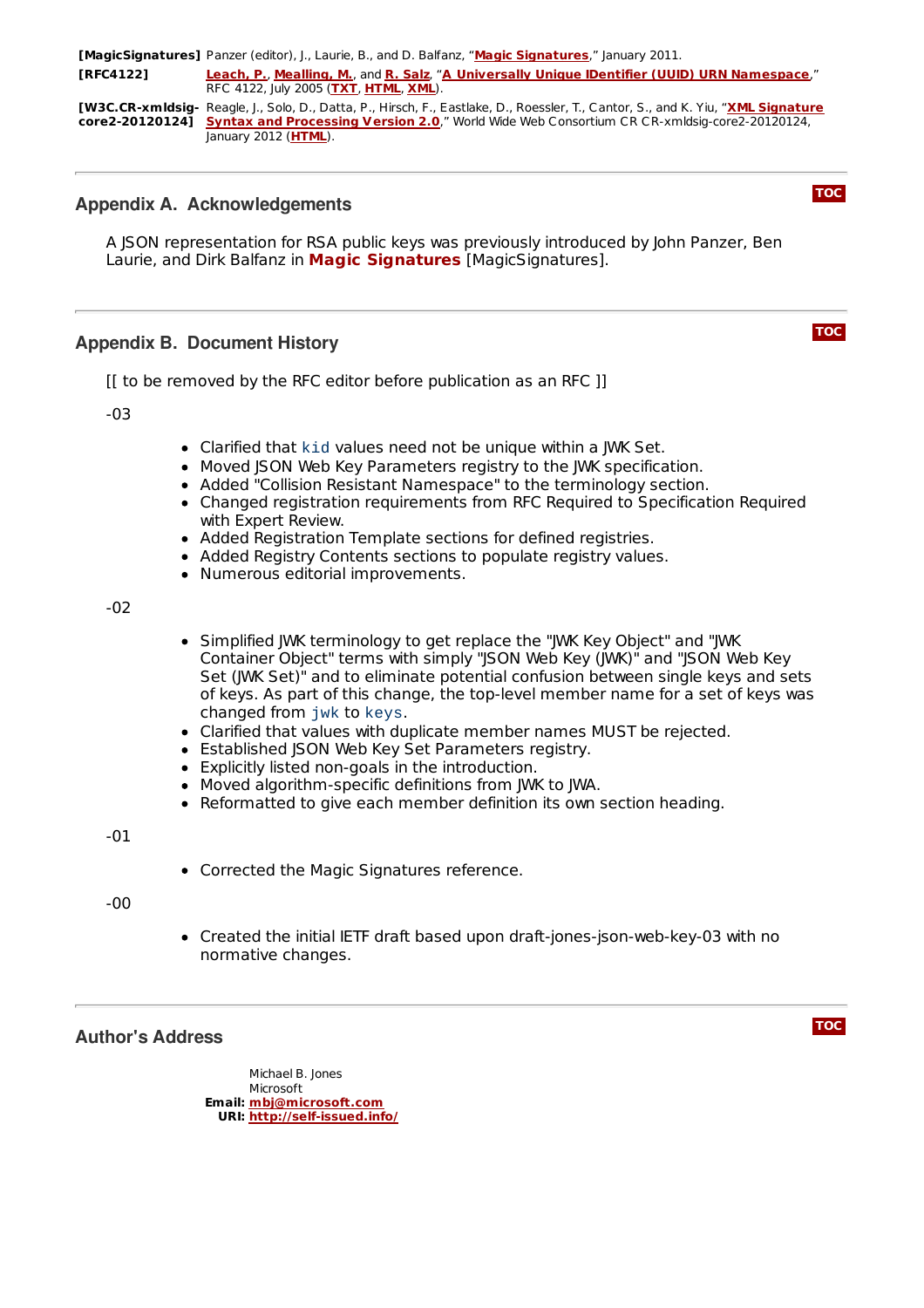| | |
|---|---|
| **[MagicSignatures]** | Panzer (editor), J., Laurie, B., and D. Balfanz, "**Magic Signatures**," January 2011. |
| **[RFC4122]** | **Leach, P.**, **Mealling, M.**, and **R. Salz**, "**A Universally Unique IDentifier (UUID) URN Namespace**," RFC 4122, July 2005 (**TXT**, **HTML**, **XML**). |
| **[W3C.CR-xmldsig-core2-20120124]** | Reagle, J., Solo, D., Datta, P., Hirsch, F., Eastlake, D., Roessler, T., Cantor, S., and K. Yiu, "**XML Signature Syntax and Processing Version 2.0**," World Wide Web Consortium CR CR-xmldsig-core2-20120124, January 2012 (**HTML**). |

## Appendix A. Acknowledgements

A JSON representation for RSA public keys was previously introduced by John Panzer, Ben Laurie, and Dirk Balfanz in **Magic Signatures** [MagicSignatures].

## Appendix B. Document History

[[ to be removed by the RFC editor before publication as an RFC ]]

-03

- Clarified that `kid` values need not be unique within a JWK Set.
- Moved JSON Web Key Parameters registry to the JWK specification.
- Added "Collision Resistant Namespace" to the terminology section.
- Changed registration requirements from RFC Required to Specification Required with Expert Review.
- Added Registration Template sections for defined registries.
- Added Registry Contents sections to populate registry values.
- Numerous editorial improvements.

-02

- Simplified JWK terminology to get replace the "JWK Key Object" and "JWK Container Object" terms with simply "JSON Web Key (JWK)" and "JSON Web Key Set (JWK Set)" and to eliminate potential confusion between single keys and sets of keys. As part of this change, the top-level member name for a set of keys was changed from `jwk` to `keys`.
- Clarified that values with duplicate member names MUST be rejected.
- Established JSON Web Key Set Parameters registry.
- Explicitly listed non-goals in the introduction.
- Moved algorithm-specific definitions from JWK to JWA.
- Reformatted to give each member definition its own section heading.

-01

- Corrected the Magic Signatures reference.

-00

- Created the initial IETF draft based upon draft-jones-json-web-key-03 with no normative changes.

## Author's Address

Michael B. Jones
Microsoft
**Email:** mbj@microsoft.com
**URI:** http://self-issued.info/